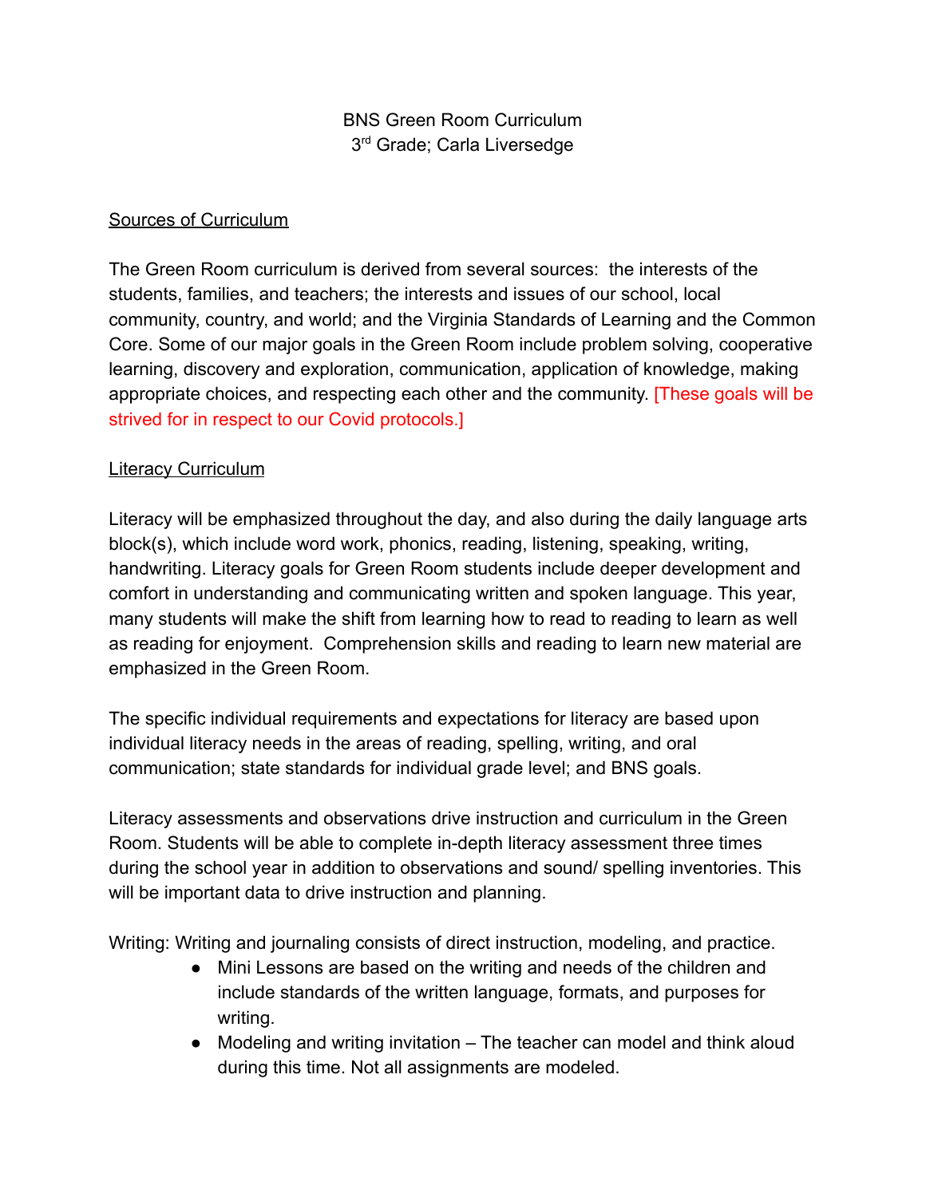BNS Green Room Curriculum

3rd Grade; Carla Liversedge

Sources of Curriculum

The Green Room curriculum is derived from several sources: the interests of the students, families, and teachers; the interests and issues of our school, local community, country, and world; and the Virginia Standards of Learning and the Common Core. Some of our major goals in the Green Room include problem solving, cooperative learning, discovery and exploration, communication, application of knowledge, making appropriate choices, and respecting each other and the community. [These goals will be strived for in respect to our Covid protocols.]

Literacy Curriculum

Literacy will be emphasized throughout the day, and also during the daily language arts block(s), which include word work, phonics, reading, listening, speaking, writing, handwriting. Literacy goals for Green Room students include deeper development and comfort in understanding and communicating written and spoken language. This year, many students will make the shift from learning how to read to reading to learn as well as reading for enjoyment. Comprehension skills and reading to learn new material are emphasized in the Green Room.

The specific individual requirements and expectations for literacy are based upon individual literacy needs in the areas of reading, spelling, writing, and oral communication; state standards for individual grade level; and BNS goals.

Literacy assessments and observations drive instruction and curriculum in the Green Room. Students will be able to complete in-depth literacy assessment three times during the school year in addition to observations and sound/ spelling inventories. This will be important data to drive instruction and planning.

Writing: Writing and journaling consists of direct instruction, modeling, and practice.

- Mini Lessons are based on the writing and needs of the children and include standards of the written language, formats, and purposes for writing.
- Modeling and writing invitation – The teacher can model and think aloud during this time. Not all assignments are modeled.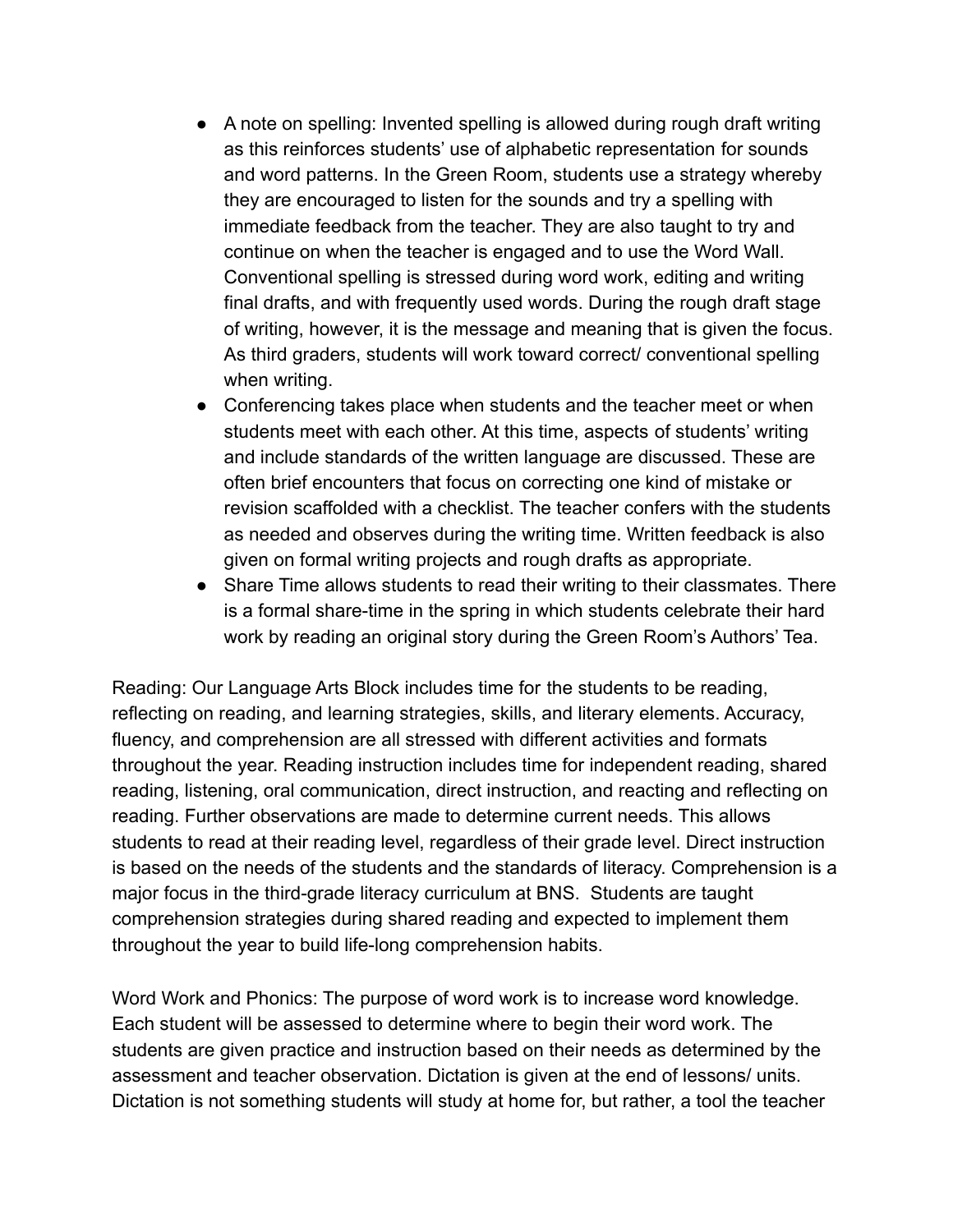- A note on spelling: Invented spelling is allowed during rough draft writing as this reinforces students' use of alphabetic representation for sounds and word patterns. In the Green Room, students use a strategy whereby they are encouraged to listen for the sounds and try a spelling with immediate feedback from the teacher. They are also taught to try and continue on when the teacher is engaged and to use the Word Wall. Conventional spelling is stressed during word work, editing and writing final drafts, and with frequently used words. During the rough draft stage of writing, however, it is the message and meaning that is given the focus. As third graders, students will work toward correct/ conventional spelling when writing.
- Conferencing takes place when students and the teacher meet or when students meet with each other. At this time, aspects of students' writing and include standards of the written language are discussed. These are often brief encounters that focus on correcting one kind of mistake or revision scaffolded with a checklist. The teacher confers with the students as needed and observes during the writing time. Written feedback is also given on formal writing projects and rough drafts as appropriate.
- Share Time allows students to read their writing to their classmates. There is a formal share-time in the spring in which students celebrate their hard work by reading an original story during the Green Room's Authors' Tea.

Reading: Our Language Arts Block includes time for the students to be reading, reflecting on reading, and learning strategies, skills, and literary elements. Accuracy, fluency, and comprehension are all stressed with different activities and formats throughout the year. Reading instruction includes time for independent reading, shared reading, listening, oral communication, direct instruction, and reacting and reflecting on reading. Further observations are made to determine current needs. This allows students to read at their reading level, regardless of their grade level. Direct instruction is based on the needs of the students and the standards of literacy. Comprehension is a major focus in the third-grade literacy curriculum at BNS. Students are taught comprehension strategies during shared reading and expected to implement them throughout the year to build life-long comprehension habits.

Word Work and Phonics: The purpose of word work is to increase word knowledge. Each student will be assessed to determine where to begin their word work. The students are given practice and instruction based on their needs as determined by the assessment and teacher observation. Dictation is given at the end of lessons/ units. Dictation is not something students will study at home for, but rather, a tool the teacher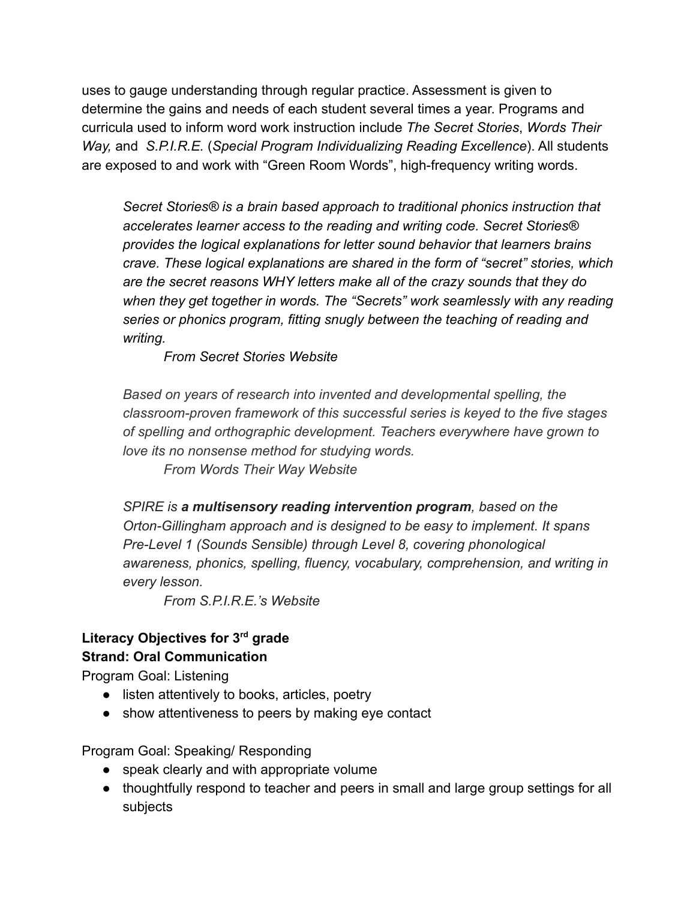uses to gauge understanding through regular practice. Assessment is given to determine the gains and needs of each student several times a year. Programs and curricula used to inform word work instruction include *The Secret Stories*, *Words Their Way,* and *S.P.I.R.E.* (*Special Program Individualizing Reading Excellence*). All students are exposed to and work with "Green Room Words", high-frequency writing words.

> *Secret Stories® is a brain based approach to traditional phonics instruction that accelerates learner access to the reading and writing code. Secret Stories® provides the logical explanations for letter sound behavior that learners brains crave. These logical explanations are shared in the form of "secret" stories, which are the secret reasons WHY letters make all of the crazy sounds that they do when they get together in words. The "Secrets" work seamlessly with any reading series or phonics program, fitting snugly between the teaching of reading and writing.*
>
> *From Secret Stories Website*

> *Based on years of research into invented and developmental spelling, the classroom-proven framework of this successful series is keyed to the five stages of spelling and orthographic development. Teachers everywhere have grown to love its no nonsense method for studying words.*
>
> *From Words Their Way Website*

> *SPIRE is **a multisensory reading intervention program**, based on the Orton-Gillingham approach and is designed to be easy to implement. It spans Pre-Level 1 (Sounds Sensible) through Level 8, covering phonological awareness, phonics, spelling, fluency, vocabulary, comprehension, and writing in every lesson.*
>
> *From S.P.I.R.E.'s Website*

**Literacy Objectives for 3rd grade**
**Strand: Oral Communication**

Program Goal: Listening

- listen attentively to books, articles, poetry
- show attentiveness to peers by making eye contact

Program Goal: Speaking/ Responding

- speak clearly and with appropriate volume
- thoughtfully respond to teacher and peers in small and large group settings for all subjects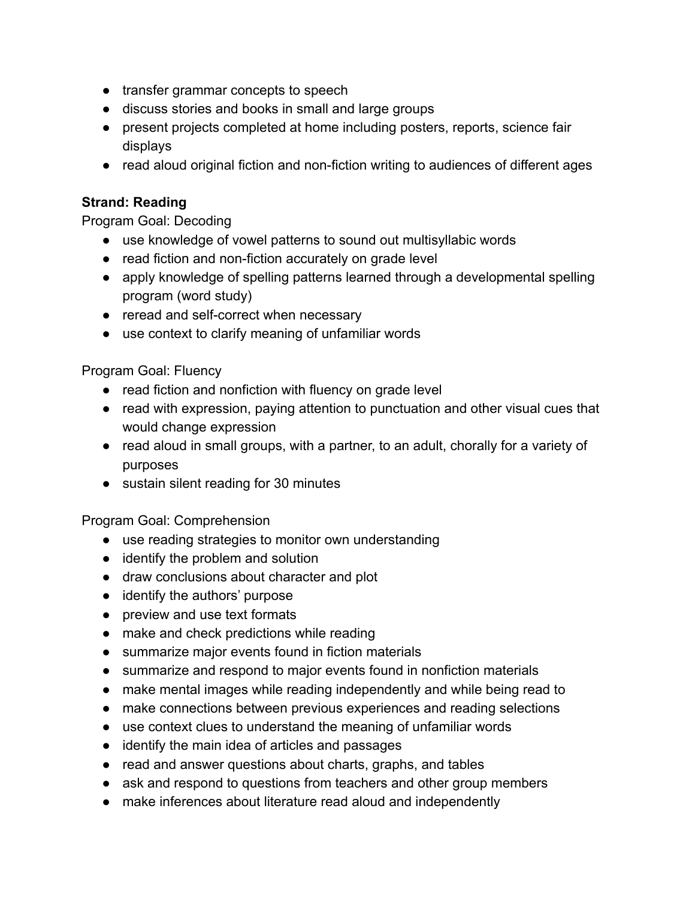- transfer grammar concepts to speech
- discuss stories and books in small and large groups
- present projects completed at home including posters, reports, science fair displays
- read aloud original fiction and non-fiction writing to audiences of different ages

**Strand: Reading**

Program Goal: Decoding

- use knowledge of vowel patterns to sound out multisyllabic words
- read fiction and non-fiction accurately on grade level
- apply knowledge of spelling patterns learned through a developmental spelling program (word study)
- reread and self-correct when necessary
- use context to clarify meaning of unfamiliar words

Program Goal: Fluency

- read fiction and nonfiction with fluency on grade level
- read with expression, paying attention to punctuation and other visual cues that would change expression
- read aloud in small groups, with a partner, to an adult, chorally for a variety of purposes
- sustain silent reading for 30 minutes

Program Goal: Comprehension

- use reading strategies to monitor own understanding
- identify the problem and solution
- draw conclusions about character and plot
- identify the authors' purpose
- preview and use text formats
- make and check predictions while reading
- summarize major events found in fiction materials
- summarize and respond to major events found in nonfiction materials
- make mental images while reading independently and while being read to
- make connections between previous experiences and reading selections
- use context clues to understand the meaning of unfamiliar words
- identify the main idea of articles and passages
- read and answer questions about charts, graphs, and tables
- ask and respond to questions from teachers and other group members
- make inferences about literature read aloud and independently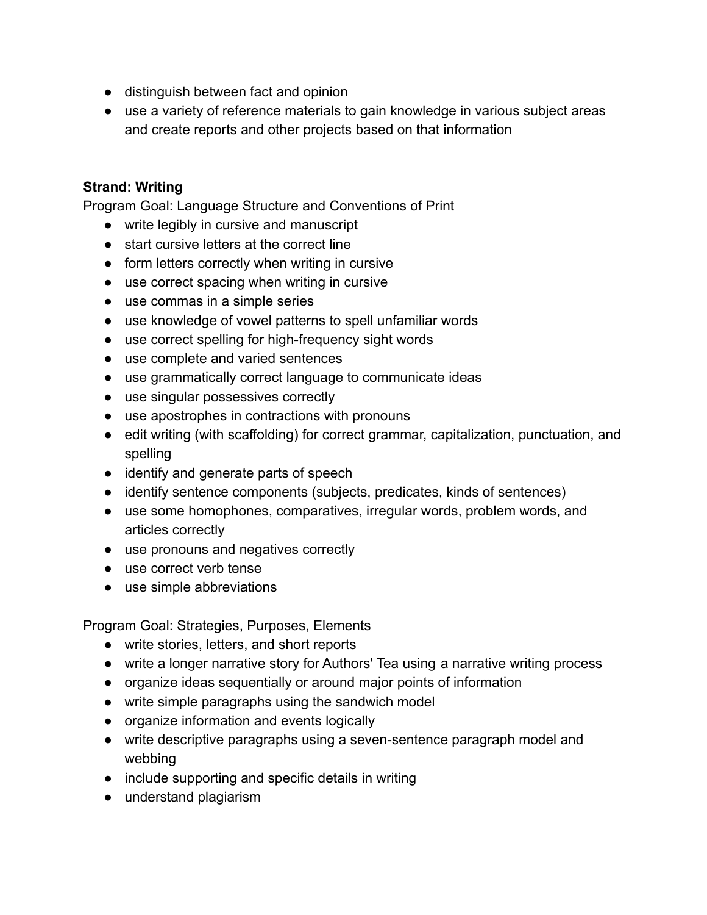- distinguish between fact and opinion
- use a variety of reference materials to gain knowledge in various subject areas and create reports and other projects based on that information

**Strand: Writing**

Program Goal: Language Structure and Conventions of Print

- write legibly in cursive and manuscript
- start cursive letters at the correct line
- form letters correctly when writing in cursive
- use correct spacing when writing in cursive
- use commas in a simple series
- use knowledge of vowel patterns to spell unfamiliar words
- use correct spelling for high-frequency sight words
- use complete and varied sentences
- use grammatically correct language to communicate ideas
- use singular possessives correctly
- use apostrophes in contractions with pronouns
- edit writing (with scaffolding) for correct grammar, capitalization, punctuation, and spelling
- identify and generate parts of speech
- identify sentence components (subjects, predicates, kinds of sentences)
- use some homophones, comparatives, irregular words, problem words, and articles correctly
- use pronouns and negatives correctly
- use correct verb tense
- use simple abbreviations

Program Goal: Strategies, Purposes, Elements

- write stories, letters, and short reports
- write a longer narrative story for Authors' Tea using a narrative writing process
- organize ideas sequentially or around major points of information
- write simple paragraphs using the sandwich model
- organize information and events logically
- write descriptive paragraphs using a seven-sentence paragraph model and webbing
- include supporting and specific details in writing
- understand plagiarism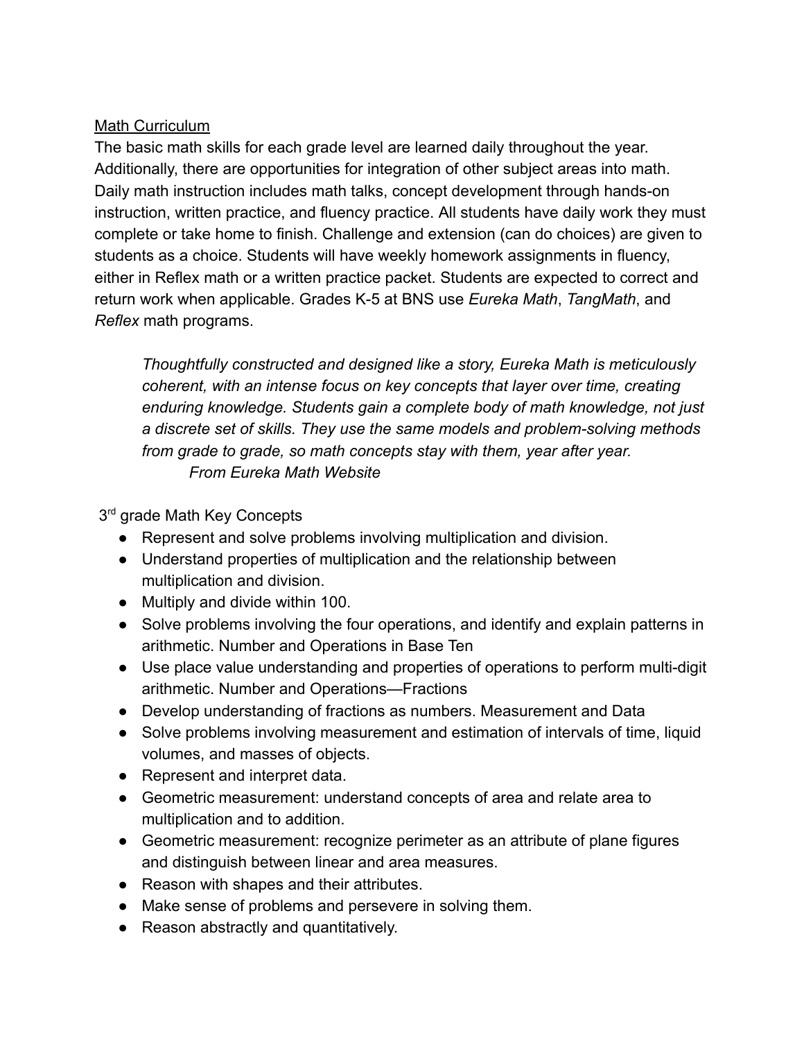## Math Curriculum

The basic math skills for each grade level are learned daily throughout the year. Additionally, there are opportunities for integration of other subject areas into math. Daily math instruction includes math talks, concept development through hands-on instruction, written practice, and fluency practice. All students have daily work they must complete or take home to finish. Challenge and extension (can do choices) are given to students as a choice. Students will have weekly homework assignments in fluency, either in Reflex math or a written practice packet. Students are expected to correct and return work when applicable. Grades K-5 at BNS use *Eureka Math*, *TangMath*, and *Reflex* math programs.

> *Thoughtfully constructed and designed like a story, Eureka Math is meticulously coherent, with an intense focus on key concepts that layer over time, creating enduring knowledge. Students gain a complete body of math knowledge, not just a discrete set of skills. They use the same models and problem-solving methods from grade to grade, so math concepts stay with them, year after year.*
>
> *From Eureka Math Website*

3rd grade Math Key Concepts

- Represent and solve problems involving multiplication and division.
- Understand properties of multiplication and the relationship between multiplication and division.
- Multiply and divide within 100.
- Solve problems involving the four operations, and identify and explain patterns in arithmetic. Number and Operations in Base Ten
- Use place value understanding and properties of operations to perform multi-digit arithmetic. Number and Operations—Fractions
- Develop understanding of fractions as numbers. Measurement and Data
- Solve problems involving measurement and estimation of intervals of time, liquid volumes, and masses of objects.
- Represent and interpret data.
- Geometric measurement: understand concepts of area and relate area to multiplication and to addition.
- Geometric measurement: recognize perimeter as an attribute of plane figures and distinguish between linear and area measures.
- Reason with shapes and their attributes.
- Make sense of problems and persevere in solving them.
- Reason abstractly and quantitatively.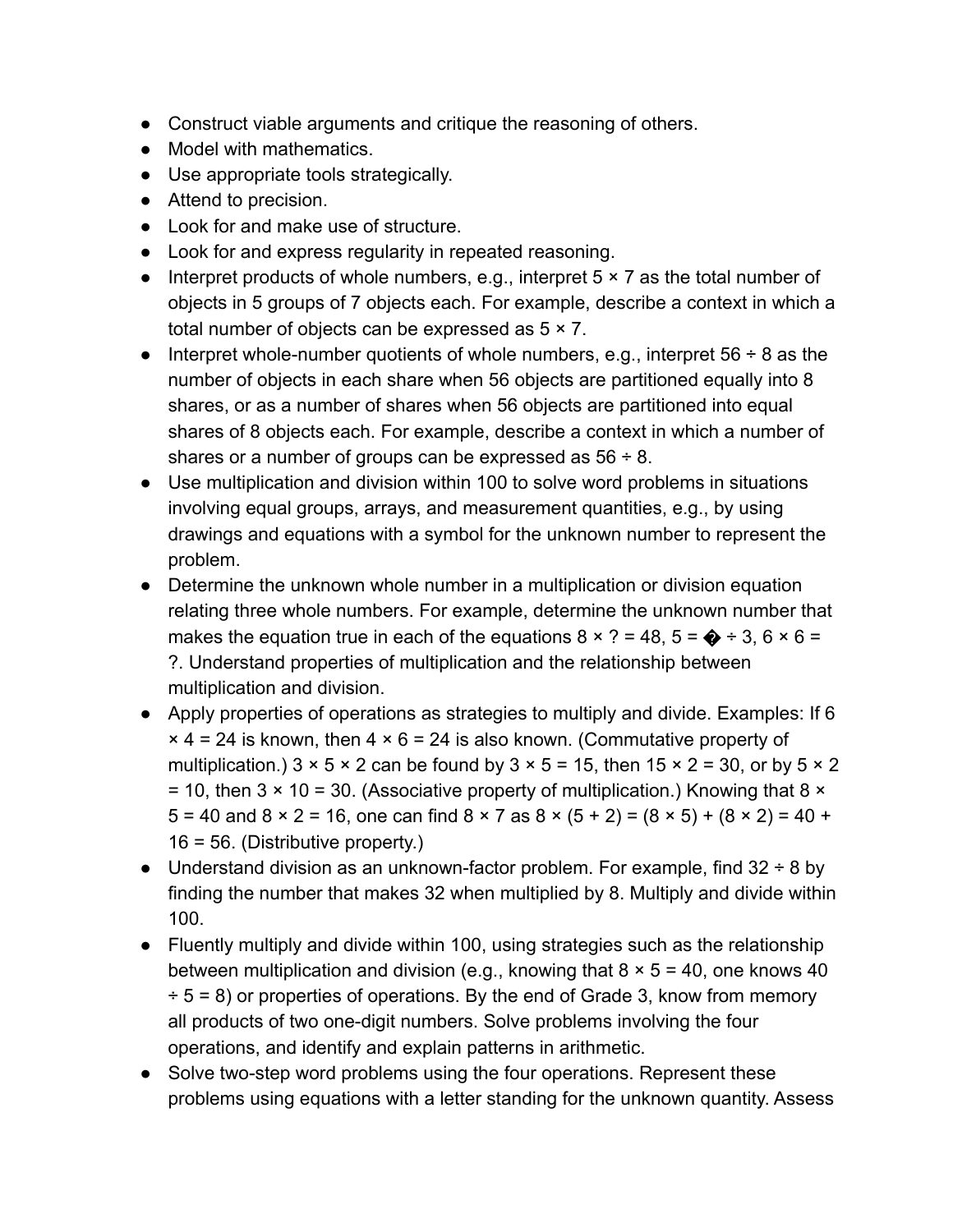- Construct viable arguments and critique the reasoning of others.
- Model with mathematics.
- Use appropriate tools strategically.
- Attend to precision.
- Look for and make use of structure.
- Look for and express regularity in repeated reasoning.
- Interpret products of whole numbers, e.g., interpret $5 \times 7$ as the total number of objects in 5 groups of 7 objects each. For example, describe a context in which a total number of objects can be expressed as $5 \times 7$.
- Interpret whole-number quotients of whole numbers, e.g., interpret $56 \div 8$ as the number of objects in each share when 56 objects are partitioned equally into 8 shares, or as a number of shares when 56 objects are partitioned into equal shares of 8 objects each. For example, describe a context in which a number of shares or a number of groups can be expressed as $56 \div 8$.
- Use multiplication and division within 100 to solve word problems in situations involving equal groups, arrays, and measurement quantities, e.g., by using drawings and equations with a symbol for the unknown number to represent the problem.
- Determine the unknown whole number in a multiplication or division equation relating three whole numbers. For example, determine the unknown number that makes the equation true in each of the equations $8 \times ? = 48$, $5 = � \div 3$, $6 \times 6 = ?$. Understand properties of multiplication and the relationship between multiplication and division.
- Apply properties of operations as strategies to multiply and divide. Examples: If $6 \times 4 = 24$ is known, then $4 \times 6 = 24$ is also known. (Commutative property of multiplication.) $3 \times 5 \times 2$ can be found by $3 \times 5 = 15$, then $15 \times 2 = 30$, or by $5 \times 2 = 10$, then $3 \times 10 = 30$. (Associative property of multiplication.) Knowing that $8 \times 5 = 40$ and $8 \times 2 = 16$, one can find $8 \times 7$ as $8 \times (5 + 2) = (8 \times 5) + (8 \times 2) = 40 + 16 = 56$. (Distributive property.)
- Understand division as an unknown-factor problem. For example, find $32 \div 8$ by finding the number that makes 32 when multiplied by 8. Multiply and divide within 100.
- Fluently multiply and divide within 100, using strategies such as the relationship between multiplication and division (e.g., knowing that $8 \times 5 = 40$, one knows $40 \div 5 = 8$) or properties of operations. By the end of Grade 3, know from memory all products of two one-digit numbers. Solve problems involving the four operations, and identify and explain patterns in arithmetic.
- Solve two-step word problems using the four operations. Represent these problems using equations with a letter standing for the unknown quantity. Assess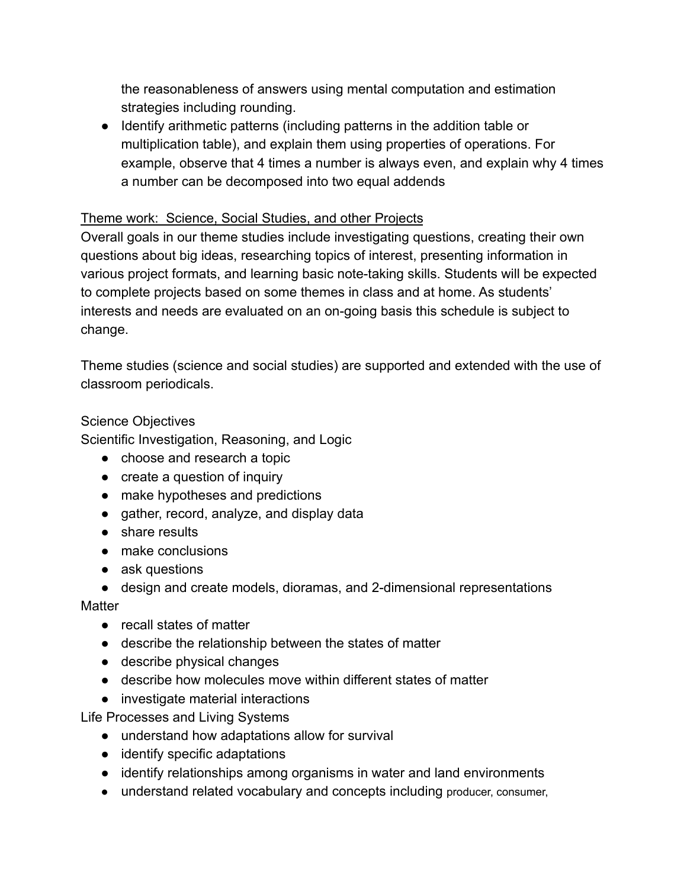the reasonableness of answers using mental computation and estimation strategies including rounding.

- Identify arithmetic patterns (including patterns in the addition table or multiplication table), and explain them using properties of operations. For example, observe that 4 times a number is always even, and explain why 4 times a number can be decomposed into two equal addends

<u>Theme work: Science, Social Studies, and other Projects</u>

Overall goals in our theme studies include investigating questions, creating their own questions about big ideas, researching topics of interest, presenting information in various project formats, and learning basic note-taking skills. Students will be expected to complete projects based on some themes in class and at home. As students' interests and needs are evaluated on an on-going basis this schedule is subject to change.

Theme studies (science and social studies) are supported and extended with the use of classroom periodicals.

Science Objectives

Scientific Investigation, Reasoning, and Logic

- choose and research a topic
- create a question of inquiry
- make hypotheses and predictions
- gather, record, analyze, and display data
- share results
- make conclusions
- ask questions
- design and create models, dioramas, and 2-dimensional representations

Matter

- recall states of matter
- describe the relationship between the states of matter
- describe physical changes
- describe how molecules move within different states of matter
- investigate material interactions

Life Processes and Living Systems

- understand how adaptations allow for survival
- identify specific adaptations
- identify relationships among organisms in water and land environments
- understand related vocabulary and concepts including producer, consumer,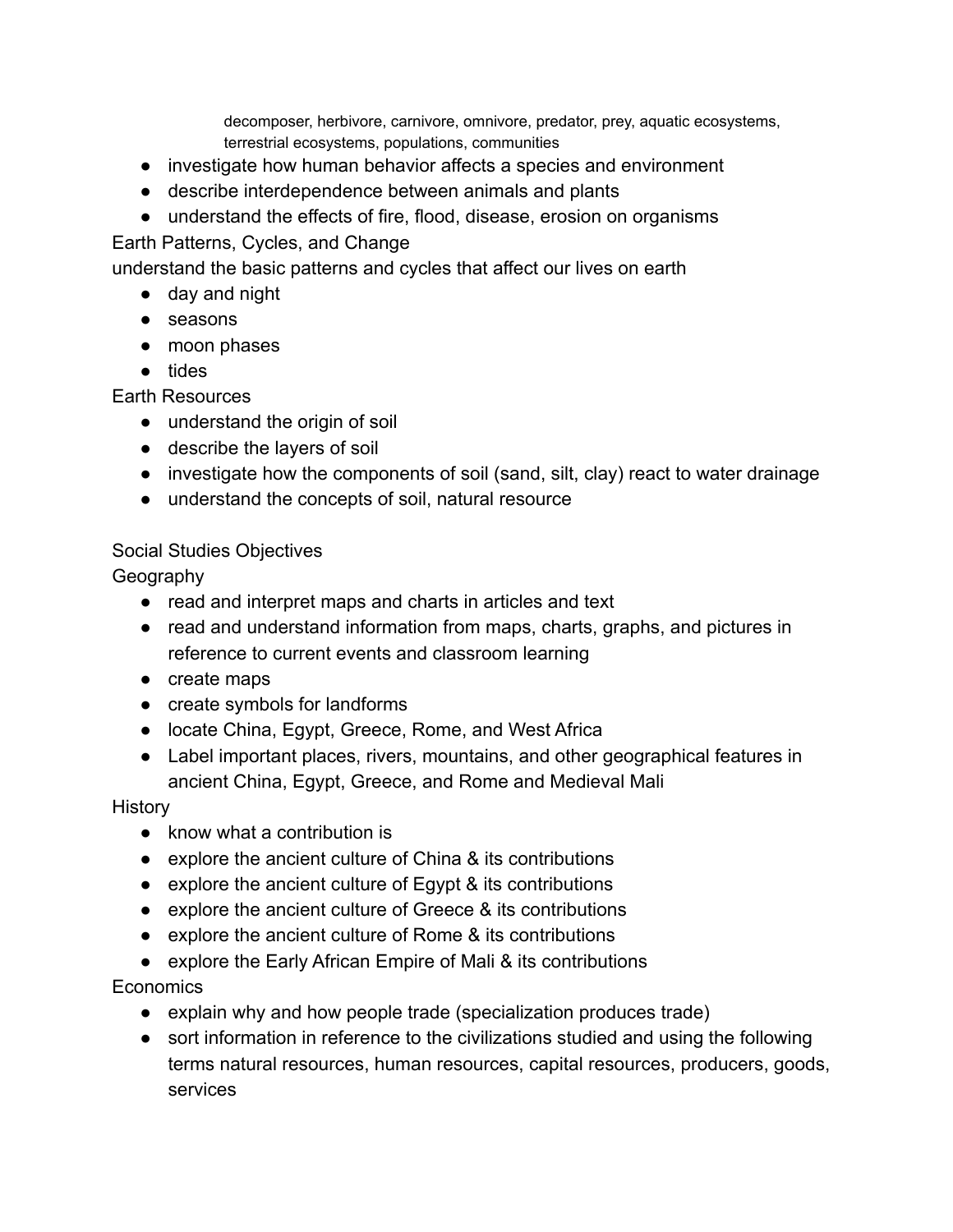decomposer, herbivore, carnivore, omnivore, predator, prey, aquatic ecosystems, terrestrial ecosystems, populations, communities

- investigate how human behavior affects a species and environment
- describe interdependence between animals and plants
- understand the effects of fire, flood, disease, erosion on organisms

Earth Patterns, Cycles, and Change

understand the basic patterns and cycles that affect our lives on earth

- day and night
- seasons
- moon phases
- tides

Earth Resources

- understand the origin of soil
- describe the layers of soil
- investigate how the components of soil (sand, silt, clay) react to water drainage
- understand the concepts of soil, natural resource

Social Studies Objectives

Geography

- read and interpret maps and charts in articles and text
- read and understand information from maps, charts, graphs, and pictures in reference to current events and classroom learning
- create maps
- create symbols for landforms
- locate China, Egypt, Greece, Rome, and West Africa
- Label important places, rivers, mountains, and other geographical features in ancient China, Egypt, Greece, and Rome and Medieval Mali

History

- know what a contribution is
- explore the ancient culture of China & its contributions
- explore the ancient culture of Egypt & its contributions
- explore the ancient culture of Greece & its contributions
- explore the ancient culture of Rome & its contributions
- explore the Early African Empire of Mali & its contributions

Economics

- explain why and how people trade (specialization produces trade)
- sort information in reference to the civilizations studied and using the following terms natural resources, human resources, capital resources, producers, goods, services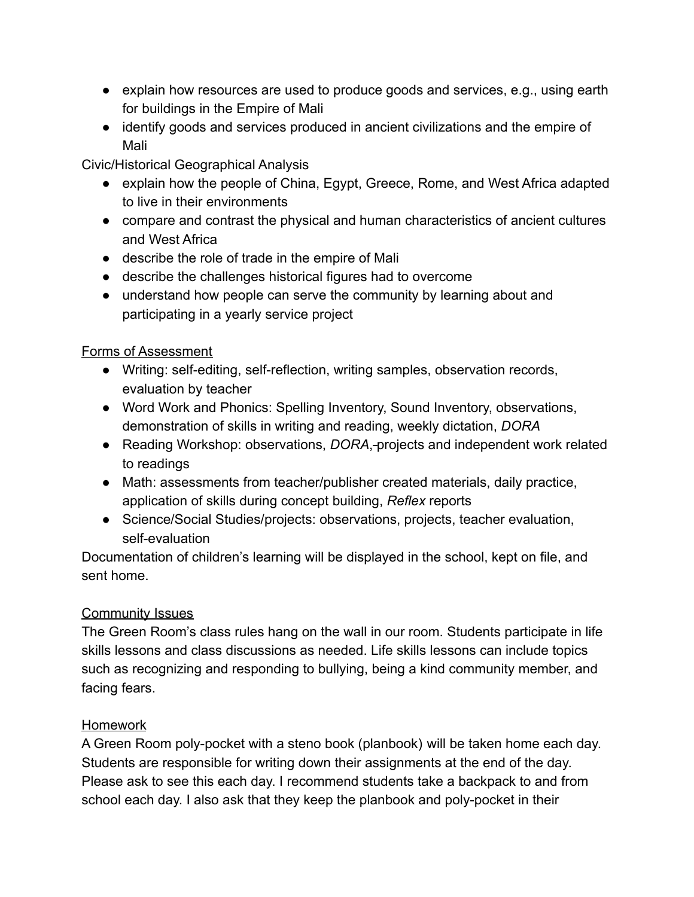- explain how resources are used to produce goods and services, e.g., using earth for buildings in the Empire of Mali
- identify goods and services produced in ancient civilizations and the empire of Mali

Civic/Historical Geographical Analysis

- explain how the people of China, Egypt, Greece, Rome, and West Africa adapted to live in their environments
- compare and contrast the physical and human characteristics of ancient cultures and West Africa
- describe the role of trade in the empire of Mali
- describe the challenges historical figures had to overcome
- understand how people can serve the community by learning about and participating in a yearly service project

<u>Forms of Assessment</u>

- Writing: self-editing, self-reflection, writing samples, observation records, evaluation by teacher
- Word Work and Phonics: Spelling Inventory, Sound Inventory, observations, demonstration of skills in writing and reading, weekly dictation, *DORA*
- Reading Workshop: observations, *DORA*, projects and independent work related to readings
- Math: assessments from teacher/publisher created materials, daily practice, application of skills during concept building, *Reflex* reports
- Science/Social Studies/projects: observations, projects, teacher evaluation, self-evaluation

Documentation of children's learning will be displayed in the school, kept on file, and sent home.

<u>Community Issues</u>

The Green Room's class rules hang on the wall in our room. Students participate in life skills lessons and class discussions as needed. Life skills lessons can include topics such as recognizing and responding to bullying, being a kind community member, and facing fears.

<u>Homework</u>

A Green Room poly-pocket with a steno book (planbook) will be taken home each day. Students are responsible for writing down their assignments at the end of the day. Please ask to see this each day. I recommend students take a backpack to and from school each day. I also ask that they keep the planbook and poly-pocket in their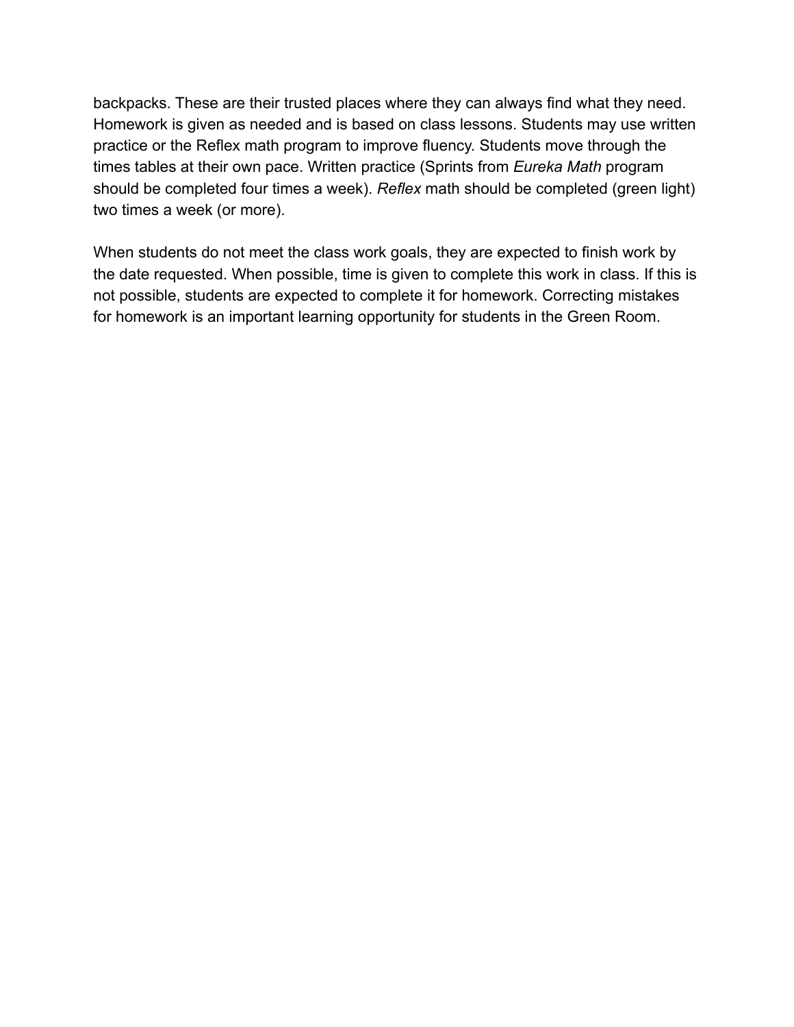backpacks. These are their trusted places where they can always find what they need. Homework is given as needed and is based on class lessons. Students may use written practice or the Reflex math program to improve fluency. Students move through the times tables at their own pace. Written practice (Sprints from *Eureka Math* program should be completed four times a week). *Reflex* math should be completed (green light) two times a week (or more).

When students do not meet the class work goals, they are expected to finish work by the date requested. When possible, time is given to complete this work in class. If this is not possible, students are expected to complete it for homework. Correcting mistakes for homework is an important learning opportunity for students in the Green Room.